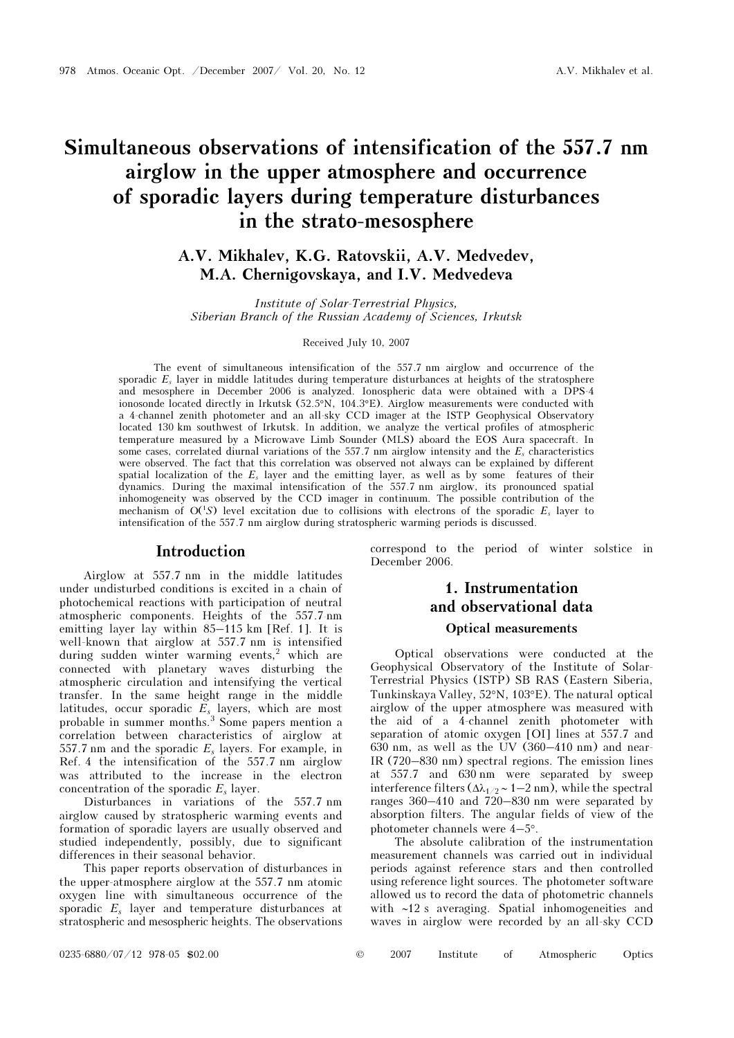# Simultaneous observations of intensification of the 557.7 nm airglow in the upper atmosphere and occurrence of sporadic layers during temperature disturbances in the strato-mesosphere

**A.V. Mikhalev, K.G. Ratovskii, A.V. Medvedev, M.A. Chernigovskaya, and I.V. Medvedeva**

*Institute of Solar-Terrestrial Physics, Siberian Branch of the Russian Academy of Sciences, Irkutsk*

Received July 10, 2007

The event of simultaneous intensification of the 557.7 nm airglow and occurrence of the sporadic $E_s$ layer in middle latitudes during temperature disturbances at heights of the stratosphere and mesosphere in December 2006 is analyzed. Ionospheric data were obtained with a DPS-4 ionosonde located directly in Irkutsk (52.5°N, 104.3°E). Airglow measurements were conducted with a 4-channel zenith photometer and an all-sky CCD imager at the ISTP Geophysical Observatory located 130 km southwest of Irkutsk. In addition, we analyze the vertical profiles of atmospheric temperature measured by a Microwave Limb Sounder (MLS) aboard the EOS Aura spacecraft. In some cases, correlated diurnal variations of the 557.7 nm airglow intensity and the $E_s$ characteristics were observed. The fact that this correlation was observed not always can be explained by different spatial localization of the $E_s$ layer and the emitting layer, as well as by some features of their dynamics. During the maximal intensification of the 557.7 nm airglow, its pronounced spatial inhomogeneity was observed by the CCD imager in continuum. The possible contribution of the mechanism of $O(^1S)$ level excitation due to collisions with electrons of the sporadic $E_s$ layer to intensification of the 557.7 nm airglow during stratospheric warming periods is discussed.

## Introduction

Airglow at 557.7 nm in the middle latitudes under undisturbed conditions is excited in a chain of photochemical reactions with participation of neutral atmospheric components. Heights of the 557.7 nm emitting layer lay within 85–115 km [Ref. 1]. It is well-known that airglow at 557.7 nm is intensified during sudden winter warming events,[2] which are connected with planetary waves disturbing the atmospheric circulation and intensifying the vertical transfer. In the same height range in the middle latitudes, occur sporadic $E_s$ layers, which are most probable in summer months.[3] Some papers mention a correlation between characteristics of airglow at 557.7 nm and the sporadic $E_s$ layers. For example, in Ref. 4 the intensification of the 557.7 nm airglow was attributed to the increase in the electron concentration of the sporadic $E_s$ layer.

Disturbances in variations of the 557.7 nm airglow caused by stratospheric warming events and formation of sporadic layers are usually observed and studied independently, possibly, due to significant differences in their seasonal behavior.

This paper reports observation of disturbances in the upper-atmosphere airglow at the 557.7 nm atomic oxygen line with simultaneous occurrence of the sporadic $E_s$ layer and temperature disturbances at stratospheric and mesospheric heights. The observations correspond to the period of winter solstice in December 2006.

## 1. Instrumentation and observational data

### Optical measurements

Optical observations were conducted at the Geophysical Observatory of the Institute of Solar-Terrestrial Physics (ISTP) SB RAS (Eastern Siberia, Tunkinskaya Valley, 52°N, 103°E). The natural optical airglow of the upper atmosphere was measured with the aid of a 4-channel zenith photometer with separation of atomic oxygen [OI] lines at 557.7 and 630 nm, as well as the UV (360–410 nm) and near-IR (720–830 nm) spectral regions. The emission lines at 557.7 and 630 nm were separated by sweep interference filters ($\Delta\lambda_{1/2} \sim 1$–$2$ nm), while the spectral ranges 360–410 and 720–830 nm were separated by absorption filters. The angular fields of view of the photometer channels were 4–5°.

The absolute calibration of the instrumentation measurement channels was carried out in individual periods against reference stars and then controlled using reference light sources. The photometer software allowed us to record the data of photometric channels with ~12 s averaging. Spatial inhomogeneities and waves in airglow were recorded by an all-sky CCD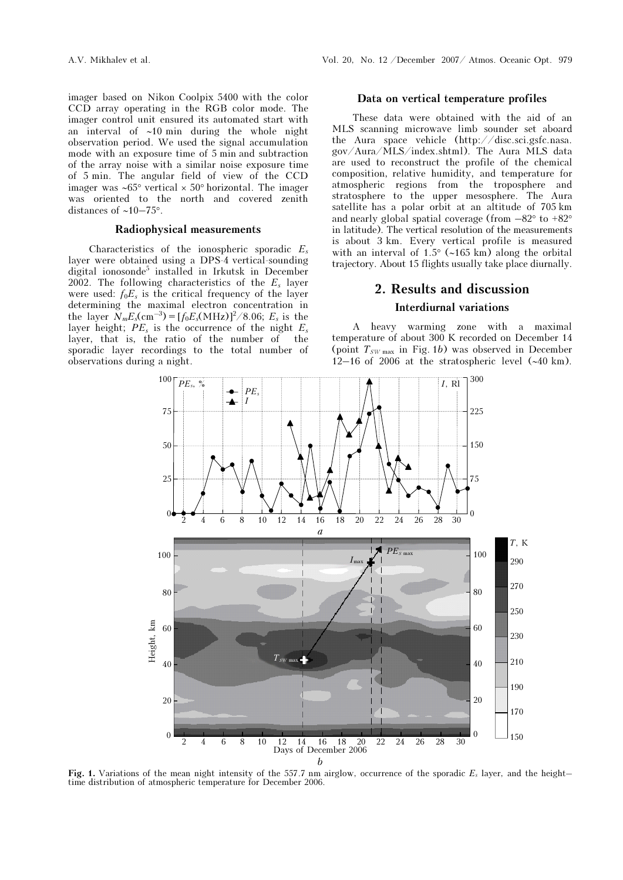imager based on Nikon Coolpix 5400 with the color CCD array operating in the RGB color mode. The imager control unit ensured its automated start with an interval of ~10 min during the whole night observation period. We used the signal accumulation mode with an exposure time of 5 min and subtraction of the array noise with a similar noise exposure time of 5 min. The angular field of view of the CCD imager was ~65° vertical × 50° horizontal. The imager was oriented to the north and covered zenith distances of ~10–75°.

### Radiophysical measurements

Characteristics of the ionospheric sporadic $E_s$ layer were obtained using a DPS-4 vertical-sounding digital ionosonde[5] installed in Irkutsk in December 2002. The following characteristics of the $E_s$ layer were used: $f_0E_s$ is the critical frequency of the layer determining the maximal electron concentration in the layer $N_mE_s(\text{cm}^{-3}) = [f_0E_s(\text{MHz})]^2/8.06$; $E_s$ is the layer height; $PE_s$ is the occurrence of the night $E_s$ layer, that is, the ratio of the number of the sporadic layer recordings to the total number of observations during a night.

### Data on vertical temperature profiles

These data were obtained with the aid of an MLS scanning microwave limb sounder set aboard the Aura space vehicle (http://disc.sci.gsfc.nasa.gov/Aura/MLS/index.shtml). The Aura MLS data are used to reconstruct the profile of the chemical composition, relative humidity, and temperature for atmospheric regions from the troposphere and stratosphere to the upper mesosphere. The Aura satellite has a polar orbit at an altitude of 705 km and nearly global spatial coverage (from −82° to +82° in latitude). The vertical resolution of the measurements is about 3 km. Every vertical profile is measured with an interval of 1.5° (~165 km) along the orbital trajectory. About 15 flights usually take place diurnally.

## 2. Results and discussion

### Interdiurnal variations

A heavy warming zone with a maximal temperature of about 300 K recorded on December 14 (point $T_{SW\,\max}$ in Fig. 1*b*) was observed in December 12–16 of 2006 at the stratospheric level (~40 km).

**Fig. 1.** Variations of the mean night intensity of the 557.7 nm airglow, occurrence of the sporadic $E_s$ layer, and the height–time distribution of atmospheric temperature for December 2006.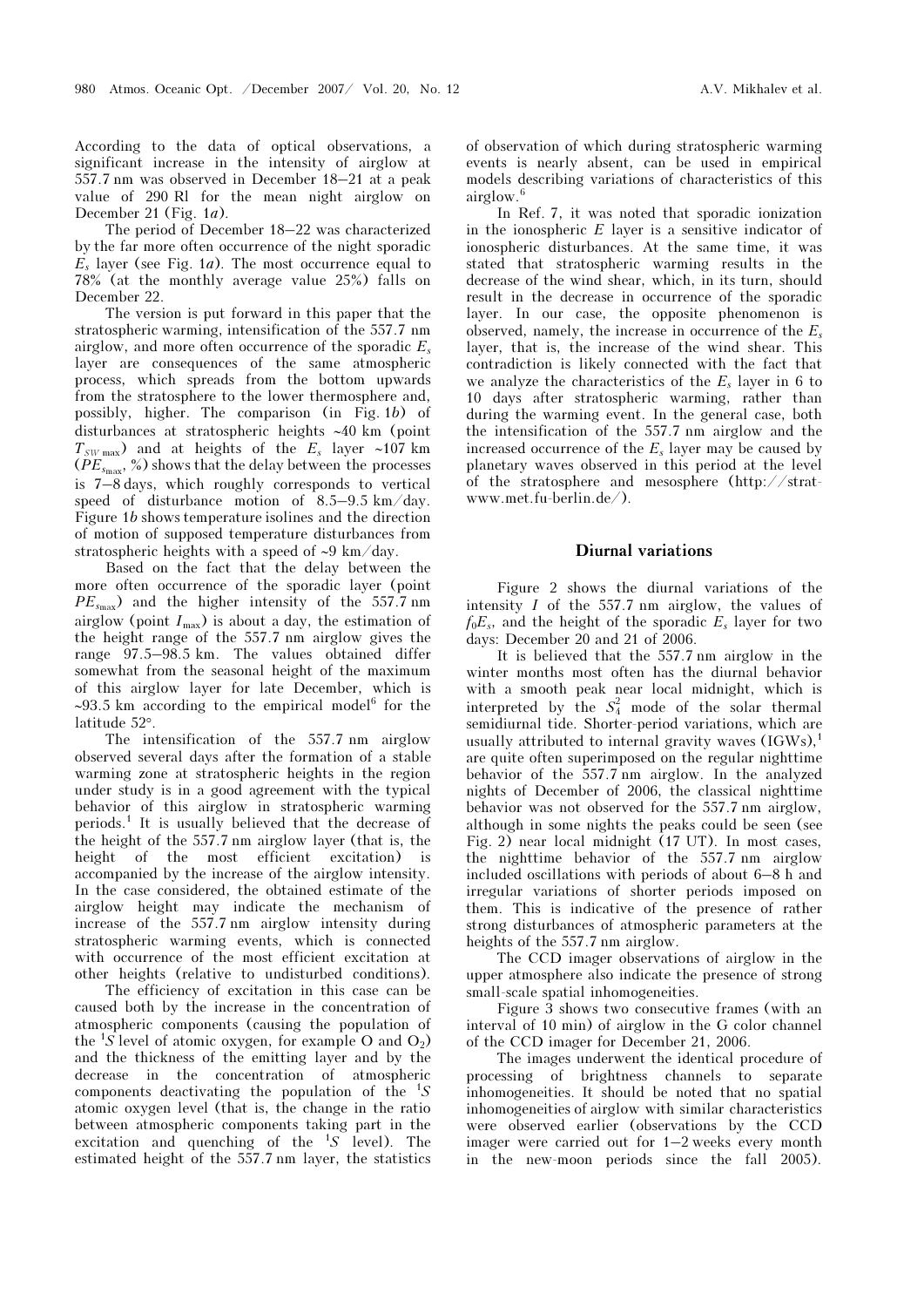According to the data of optical observations, a significant increase in the intensity of airglow at 557.7 nm was observed in December 18–21 at a peak value of 290 Rl for the mean night airglow on December 21 (Fig. 1*a*).

The period of December 18–22 was characterized by the far more often occurrence of the night sporadic $E_s$ layer (see Fig. 1*a*). The most occurrence equal to 78% (at the monthly average value 25%) falls on December 22.

The version is put forward in this paper that the stratospheric warming, intensification of the 557.7 nm airglow, and more often occurrence of the sporadic $E_s$ layer are consequences of the same atmospheric process, which spreads from the bottom upwards from the stratosphere to the lower thermosphere and, possibly, higher. The comparison (in Fig. 1*b*) of disturbances at stratospheric heights ~40 km (point $T_{SW\,\max}$) and at heights of the $E_s$ layer ~107 km ($PE_{s_{\max}}$, %) shows that the delay between the processes is 7–8 days, which roughly corresponds to vertical speed of disturbance motion of 8.5–9.5 km/day. Figure 1*b* shows temperature isolines and the direction of motion of supposed temperature disturbances from stratospheric heights with a speed of ~9 km/day.

Based on the fact that the delay between the more often occurrence of the sporadic layer (point $PE_{s_{\max}}$) and the higher intensity of the 557.7 nm airglow (point $I_{\max}$) is about a day, the estimation of the height range of the 557.7 nm airglow gives the range 97.5–98.5 km. The values obtained differ somewhat from the seasonal height of the maximum of this airglow layer for late December, which is ~93.5 km according to the empirical model[6] for the latitude 52°.

The intensification of the 557.7 nm airglow observed several days after the formation of a stable warming zone at stratospheric heights in the region under study is in a good agreement with the typical behavior of this airglow in stratospheric warming periods.[1] It is usually believed that the decrease of the height of the 557.7 nm airglow layer (that is, the height of the most efficient excitation) is accompanied by the increase of the airglow intensity. In the case considered, the obtained estimate of the airglow height may indicate the mechanism of increase of the 557.7 nm airglow intensity during stratospheric warming events, which is connected with occurrence of the most efficient excitation at other heights (relative to undisturbed conditions).

The efficiency of excitation in this case can be caused both by the increase in the concentration of atmospheric components (causing the population of the $^1S$ level of atomic oxygen, for example O and $O_2$) and the thickness of the emitting layer and by the decrease in the concentration of atmospheric components deactivating the population of the $^1S$ atomic oxygen level (that is, the change in the ratio between atmospheric components taking part in the excitation and quenching of the $^1S$ level). The estimated height of the 557.7 nm layer, the statistics of observation of which during stratospheric warming events is nearly absent, can be used in empirical models describing variations of characteristics of this airglow.[6]

In Ref. 7, it was noted that sporadic ionization in the ionospheric $E$ layer is a sensitive indicator of ionospheric disturbances. At the same time, it was stated that stratospheric warming results in the decrease of the wind shear, which, in its turn, should result in the decrease in occurrence of the sporadic layer. In our case, the opposite phenomenon is observed, namely, the increase in occurrence of the $E_s$ layer, that is, the increase of the wind shear. This contradiction is likely connected with the fact that we analyze the characteristics of the $E_s$ layer in 6 to 10 days after stratospheric warming, rather than during the warming event. In the general case, both the intensification of the 557.7 nm airglow and the increased occurrence of the $E_s$ layer may be caused by planetary waves observed in this period at the level of the stratosphere and mesosphere (http://strat-www.met.fu-berlin.de/).

## Diurnal variations

Figure 2 shows the diurnal variations of the intensity $I$ of the 557.7 nm airglow, the values of $f_0E_s$, and the height of the sporadic $E_s$ layer for two days: December 20 and 21 of 2006.

It is believed that the 557.7 nm airglow in the winter months most often has the diurnal behavior with a smooth peak near local midnight, which is interpreted by the $S_4^2$ mode of the solar thermal semidiurnal tide. Shorter-period variations, which are usually attributed to internal gravity waves (IGWs),[1] are quite often superimposed on the regular nighttime behavior of the 557.7 nm airglow. In the analyzed nights of December of 2006, the classical nighttime behavior was not observed for the 557.7 nm airglow, although in some nights the peaks could be seen (see Fig. 2) near local midnight (17 UT). In most cases, the nighttime behavior of the 557.7 nm airglow included oscillations with periods of about 6–8 h and irregular variations of shorter periods imposed on them. This is indicative of the presence of rather strong disturbances of atmospheric parameters at the heights of the 557.7 nm airglow.

The CCD imager observations of airglow in the upper atmosphere also indicate the presence of strong small-scale spatial inhomogeneities.

Figure 3 shows two consecutive frames (with an interval of 10 min) of airglow in the G color channel of the CCD imager for December 21, 2006.

The images underwent the identical procedure of processing of brightness channels to separate inhomogeneities. It should be noted that no spatial inhomogeneities of airglow with similar characteristics were observed earlier (observations by the CCD imager were carried out for 1–2 weeks every month in the new-moon periods since the fall 2005).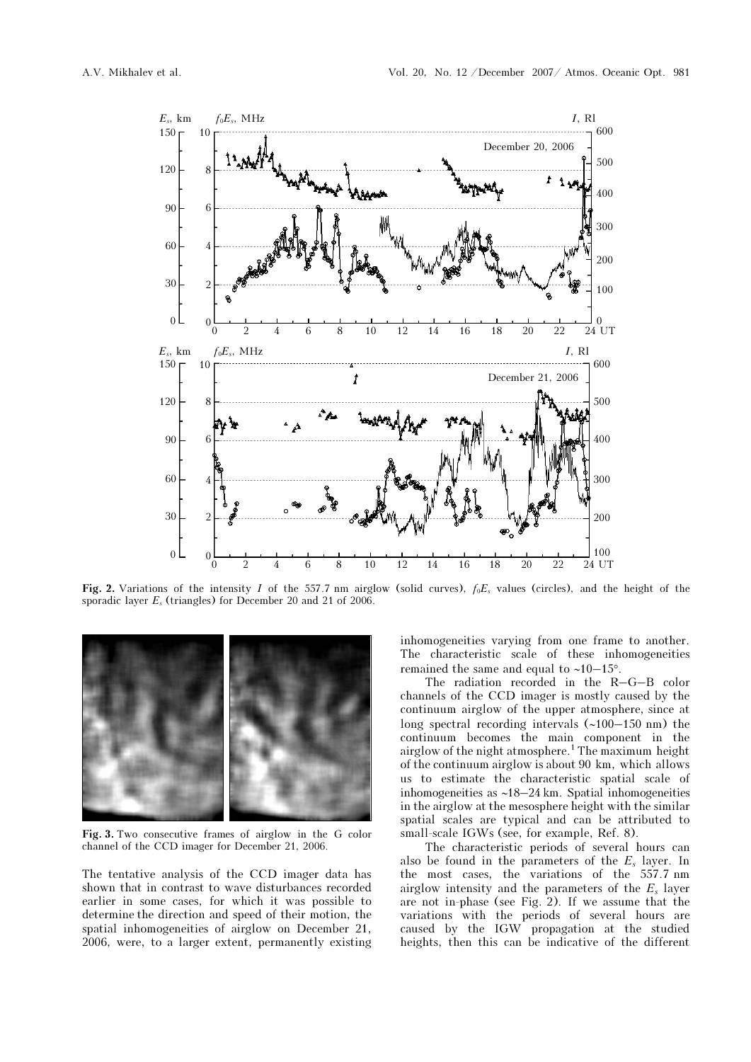**Fig. 2.** Variations of the intensity $I$ of the 557.7 nm airglow (solid curves), $f_0E_s$ values (circles), and the height of the sporadic layer $E_s$ (triangles) for December 20 and 21 of 2006.

**Fig. 3.** Two consecutive frames of airglow in the G color channel of the CCD imager for December 21, 2006.

The tentative analysis of the CCD imager data has shown that in contrast to wave disturbances recorded earlier in some cases, for which it was possible to determine the direction and speed of their motion, the spatial inhomogeneities of airglow on December 21, 2006, were, to a larger extent, permanently existing inhomogeneities varying from one frame to another. The characteristic scale of these inhomogeneities remained the same and equal to ~10–15°.

The radiation recorded in the R–G–B color channels of the CCD imager is mostly caused by the continuum airglow of the upper atmosphere, since at long spectral recording intervals (~100–150 nm) the continuum becomes the main component in the airglow of the night atmosphere.[1] The maximum height of the continuum airglow is about 90 km, which allows us to estimate the characteristic spatial scale of inhomogeneities as ~18–24 km. Spatial inhomogeneities in the airglow at the mesosphere height with the similar spatial scales are typical and can be attributed to small-scale IGWs (see, for example, Ref. 8).

The characteristic periods of several hours can also be found in the parameters of the $E_s$ layer. In the most cases, the variations of the 557.7 nm airglow intensity and the parameters of the $E_s$ layer are not in-phase (see Fig. 2). If we assume that the variations with the periods of several hours are caused by the IGW propagation at the studied heights, then this can be indicative of the different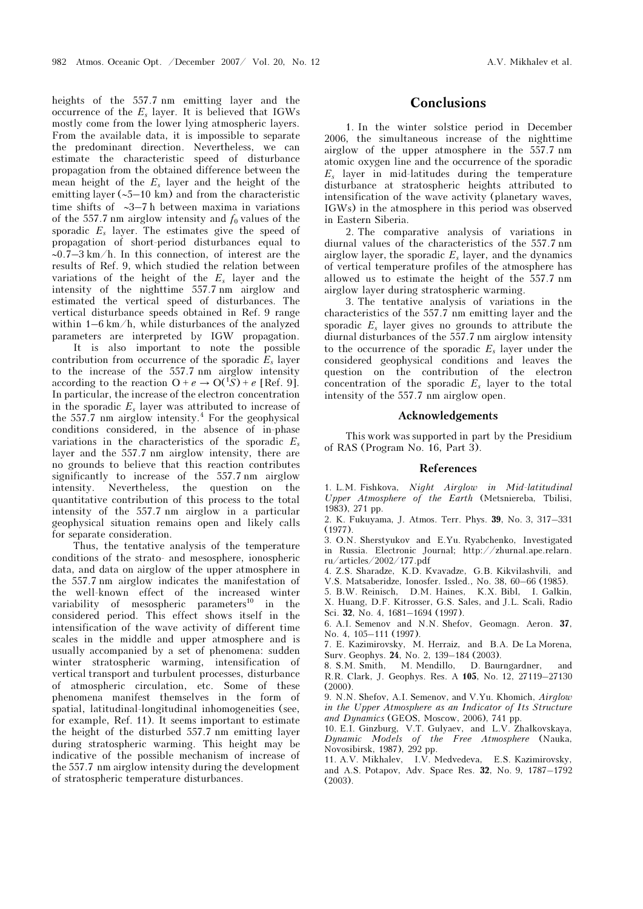heights of the 557.7 nm emitting layer and the occurrence of the $E_s$ layer. It is believed that IGWs mostly come from the lower lying atmospheric layers. From the available data, it is impossible to separate the predominant direction. Nevertheless, we can estimate the characteristic speed of disturbance propagation from the obtained difference between the mean height of the $E_s$ layer and the height of the emitting layer (~5–10 km) and from the characteristic time shifts of ~3–7 h between maxima in variations of the 557.7 nm airglow intensity and $f_0$ values of the sporadic $E_s$ layer. The estimates give the speed of propagation of short-period disturbances equal to ~0.7–3 km/h. In this connection, of interest are the results of Ref. 9, which studied the relation between variations of the height of the $E_s$ layer and the intensity of the nighttime 557.7 nm airglow and estimated the vertical speed of disturbances. The vertical disturbance speeds obtained in Ref. 9 range within 1–6 km/h, while disturbances of the analyzed parameters are interpreted by IGW propagation.

It is also important to note the possible contribution from occurrence of the sporadic $E_s$ layer to the increase of the 557.7 nm airglow intensity according to the reaction $O + e \rightarrow O(^1S) + e$ [Ref. 9]. In particular, the increase of the electron concentration in the sporadic $E_s$ layer was attributed to increase of the 557.7 nm airglow intensity.[4] For the geophysical conditions considered, in the absence of in-phase variations in the characteristics of the sporadic $E_s$ layer and the 557.7 nm airglow intensity, there are no grounds to believe that this reaction contributes significantly to increase of the 557.7 nm airglow intensity. Nevertheless, the question on the quantitative contribution of this process to the total intensity of the 557.7 nm airglow in a particular geophysical situation remains open and likely calls for separate consideration.

Thus, the tentative analysis of the temperature conditions of the strato- and mesosphere, ionospheric data, and data on airglow of the upper atmosphere in the 557.7 nm airglow indicates the manifestation of the well-known effect of the increased winter variability of mesospheric parameters[10] in the considered period. This effect shows itself in the intensification of the wave activity of different time scales in the middle and upper atmosphere and is usually accompanied by a set of phenomena: sudden winter stratospheric warming, intensification of vertical transport and turbulent processes, disturbance of atmospheric circulation, etc. Some of these phenomena manifest themselves in the form of spatial, latitudinal-longitudinal inhomogeneities (see, for example, Ref. 11). It seems important to estimate the height of the disturbed 557.7 nm emitting layer during stratospheric warming. This height may be indicative of the possible mechanism of increase of the 557.7 nm airglow intensity during the development of stratospheric temperature disturbances.

## Conclusions

1. In the winter solstice period in December 2006, the simultaneous increase of the nighttime airglow of the upper atmosphere in the 557.7 nm atomic oxygen line and the occurrence of the sporadic $E_s$ layer in mid-latitudes during the temperature disturbance at stratospheric heights attributed to intensification of the wave activity (planetary waves, IGWs) in the atmosphere in this period was observed in Eastern Siberia.

2. The comparative analysis of variations in diurnal values of the characteristics of the 557.7 nm airglow layer, the sporadic $E_s$ layer, and the dynamics of vertical temperature profiles of the atmosphere has allowed us to estimate the height of the 557.7 nm airglow layer during stratospheric warming.

3. The tentative analysis of variations in the characteristics of the 557.7 nm emitting layer and the sporadic $E_s$ layer gives no grounds to attribute the diurnal disturbances of the 557.7 nm airglow intensity to the occurrence of the sporadic $E_s$ layer under the considered geophysical conditions and leaves the question on the contribution of the electron concentration of the sporadic $E_s$ layer to the total intensity of the 557.7 nm airglow open.

### Acknowledgements

This work was supported in part by the Presidium of RAS (Program No. 16, Part 3).

### References

1. L.M. Fishkova, *Night Airglow in Mid-latitudinal Upper Atmosphere of the Earth* (Metsniereba, Tbilisi, 1983), 271 pp.
2. K. Fukuyama, J. Atmos. Terr. Phys. **39**, No. 3, 317–331 (1977).
3. O.N. Sherstyukov and E.Yu. Ryabchenko, Investigated in Russia. Electronic Journal; http://zhurnal.ape.relarn.ru/articles/2002/177.pdf
4. Z.S. Sharadze, K.D. Kvavadze, G.B. Kikvilashvili, and V.S. Matsaberidze, Ionosfer. Issled., No. 38, 60–66 (1985).
5. B.W. Reinisch, D.M. Haines, K.X. Bibl, I. Galkin, X. Huang, D.F. Kitrosser, G.S. Sales, and J.L. Scali, Radio Sci. **32**, No. 4, 1681–1694 (1997).
6. A.I. Semenov and N.N. Shefov, Geomagn. Aeron. **37**, No. 4, 105–111 (1997).
7. E. Kazimirovsky, M. Herraiz, and B.A. De La Morena, Surv. Geophys. **24**, No. 2, 139–184 (2003).
8. S.M. Smith, M. Mendillo, D. Baurngardner, and R.R. Clark, J. Geophys. Res. A **105**, No. 12, 27119–27130 (2000).
9. N.N. Shefov, A.I. Semenov, and V.Yu. Khomich, *Airglow in the Upper Atmosphere as an Indicator of Its Structure and Dynamics* (GEOS, Moscow, 2006), 741 pp.
10. E.I. Ginzburg, V.T. Gulyaev, and L.V. Zhalkovskaya, *Dynamic Models of the Free Atmosphere* (Nauka, Novosibirsk, 1987), 292 pp.
11. A.V. Mikhalev, I.V. Medvedeva, E.S. Kazimirovsky, and A.S. Potapov, Adv. Space Res. **32**, No. 9, 1787–1792 (2003).